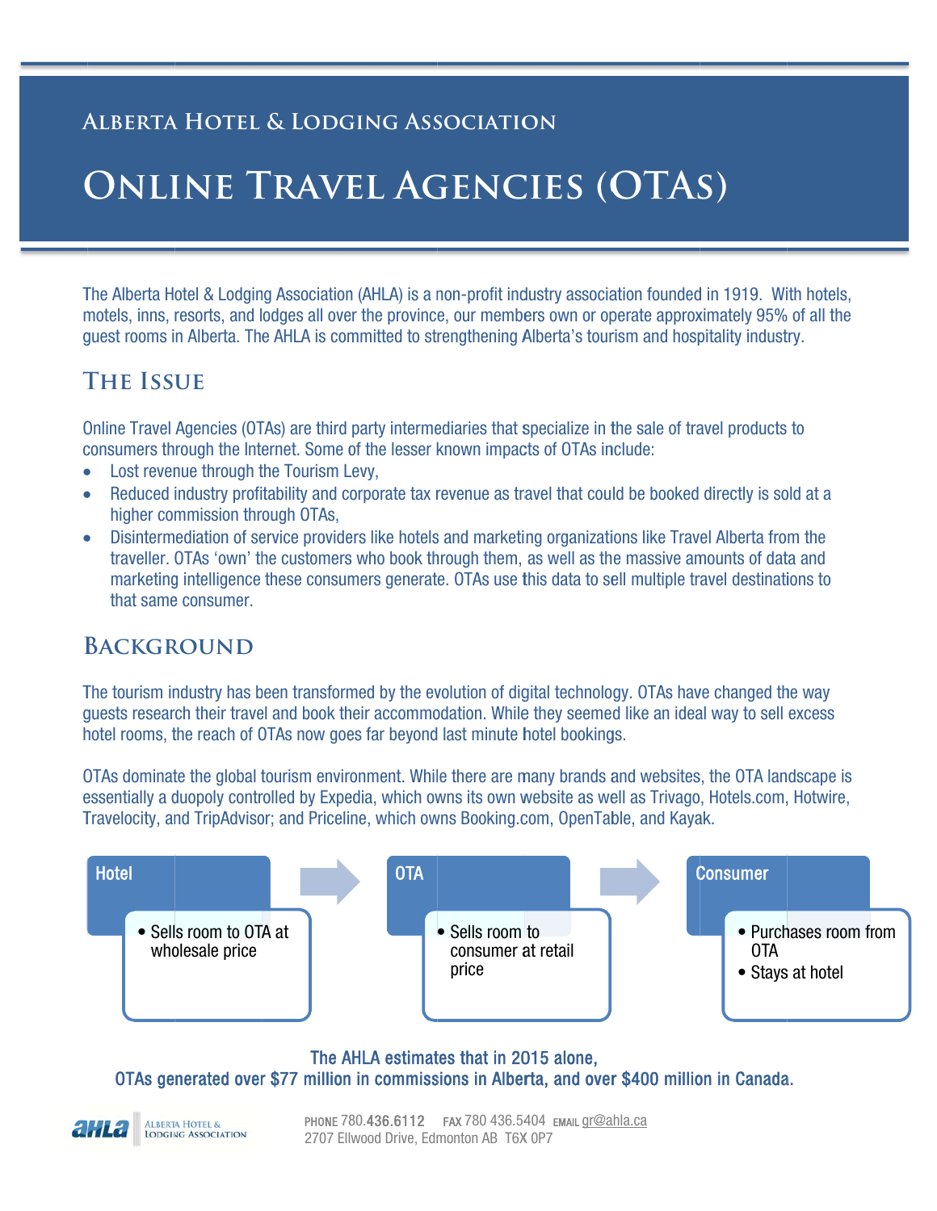# Alberta Hotel & Lodging Association

# Online Travel Agencies (OTAs)

The Alberta Hotel & Lodging Association (AHLA) is a non-profit industry association founded in 1919. With hotels, motels, inns, resorts, and lodges all over the province, our members own or operate approximately 95% of all the guest rooms in Alberta. The AHLA is committed to strengthening Alberta's tourism and hospitality industry.

## The Issue

Online Travel Agencies (OTAs) are third party intermediaries that specialize in the sale of travel products to consumers through the Internet. Some of the lesser known impacts of OTAs include:

- Lost revenue through the Tourism Levy,
- Reduced industry profitability and corporate tax revenue as travel that could be booked directly is sold at a higher commission through OTAs,
- Disintermediation of service providers like hotels and marketing organizations like Travel Alberta from the traveller. OTAs 'own' the customers who book through them, as well as the massive amounts of data and marketing intelligence these consumers generate. OTAs use this data to sell multiple travel destinations to that same consumer.

## Background

The tourism industry has been transformed by the evolution of digital technology. OTAs have changed the way guests research their travel and book their accommodation. While they seemed like an ideal way to sell excess hotel rooms, the reach of OTAs now goes far beyond last minute hotel bookings.

OTAs dominate the global tourism environment. While there are many brands and websites, the OTA landscape is essentially a duopoly controlled by Expedia, which owns its own website as well as Trivago, Hotels.com, Hotwire, Travelocity, and TripAdvisor; and Priceline, which owns Booking.com, OpenTable, and Kayak.

**Hotel**
- Sells room to OTA at wholesale price

→ **OTA**
- Sells room to consumer at retail price

→ **Consumer**
- Purchases room from OTA
- Stays at hotel

**The AHLA estimates that in 2015 alone,**
**OTAs generated over $77 million in commissions in Alberta, and over $400 million in Canada.**

PHONE 780.436.6112 FAX 780 436.5404 EMAIL gr@ahla.ca
2707 Ellwood Drive, Edmonton AB T6X 0P7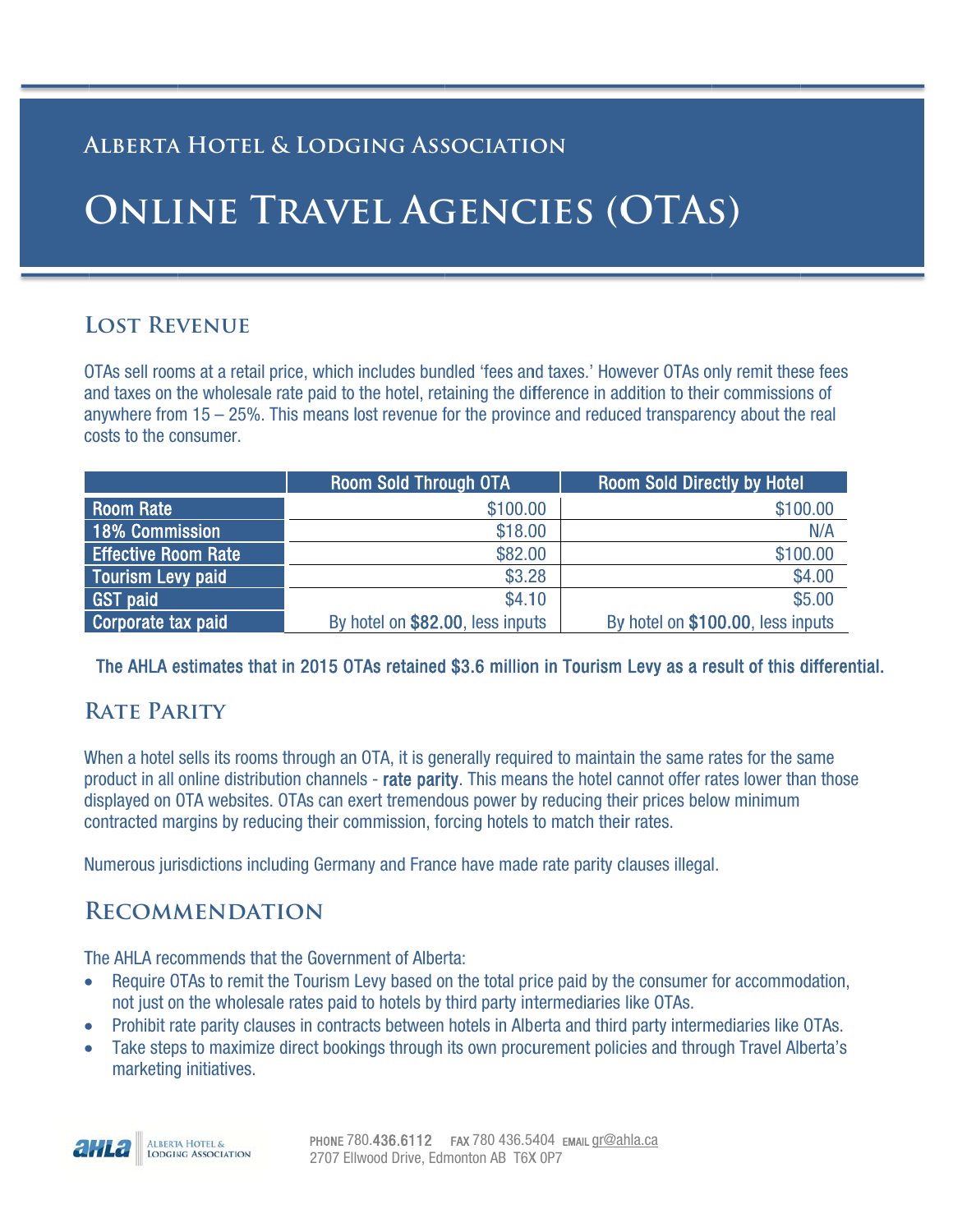## Alberta Hotel & Lodging Association

# Online Travel Agencies (OTAs)

## Lost Revenue

OTAs sell rooms at a retail price, which includes bundled 'fees and taxes.' However OTAs only remit these fees and taxes on the wholesale rate paid to the hotel, retaining the difference in addition to their commissions of anywhere from 15 – 25%. This means lost revenue for the province and reduced transparency about the real costs to the consumer.

| | Room Sold Through OTA | Room Sold Directly by Hotel |
|---|---|---|
| Room Rate | $100.00 | $100.00 |
| 18% Commission | $18.00 | N/A |
| Effective Room Rate | $82.00 | $100.00 |
| Tourism Levy paid | $3.28 | $4.00 |
| GST paid | $4.10 | $5.00 |
| Corporate tax paid | By hotel on **$82.00**, less inputs | By hotel on **$100.00**, less inputs |

**The AHLA estimates that in 2015 OTAs retained $3.6 million in Tourism Levy as a result of this differential.**

## Rate Parity

When a hotel sells its rooms through an OTA, it is generally required to maintain the same rates for the same product in all online distribution channels - **rate parity**. This means the hotel cannot offer rates lower than those displayed on OTA websites. OTAs can exert tremendous power by reducing their prices below minimum contracted margins by reducing their commission, forcing hotels to match their rates.

Numerous jurisdictions including Germany and France have made rate parity clauses illegal.

## Recommendation

The AHLA recommends that the Government of Alberta:

- Require OTAs to remit the Tourism Levy based on the total price paid by the consumer for accommodation, not just on the wholesale rates paid to hotels by third party intermediaries like OTAs.
- Prohibit rate parity clauses in contracts between hotels in Alberta and third party intermediaries like OTAs.
- Take steps to maximize direct bookings through its own procurement policies and through Travel Alberta's marketing initiatives.

AHLA | Alberta Hotel & Lodging Association

PHONE 780.436.6112 FAX 780 436.5404 EMAIL gr@ahla.ca
2707 Ellwood Drive, Edmonton AB T6X 0P7